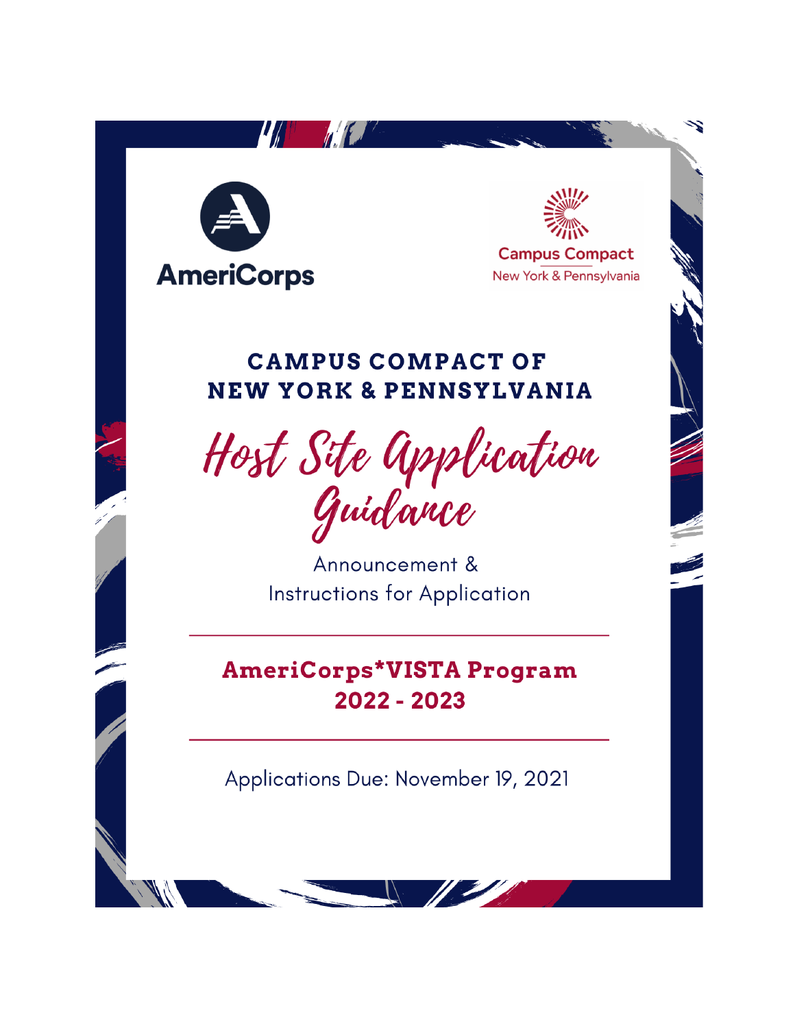AmeriCorps

Campus Compact
New York & Pennsylvania

# CAMPUS COMPACT OF NEW YORK & PENNSYLVANIA

# Host Site Application Guidance

Announcement &
Instructions for Application

---

## AmeriCorps*VISTA Program 2022 - 2023

---

Applications Due: November 19, 2021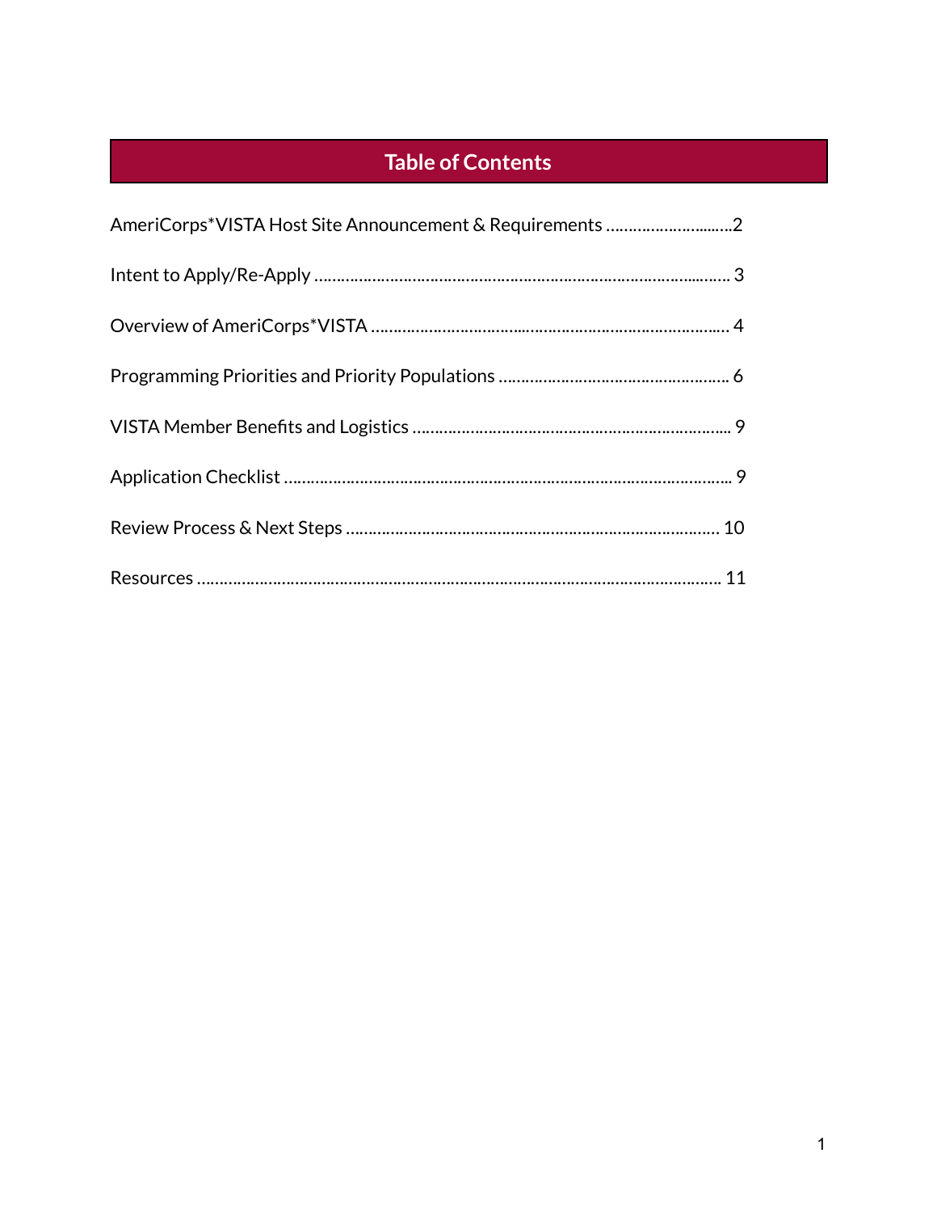# Table of Contents

AmeriCorps*VISTA Host Site Announcement & Requirements ..............................2

Intent to Apply/Re-Apply ........................................................................................ 3

Overview of AmeriCorps*VISTA ............................................................................. 4

Programming Priorities and Priority Populations .................................................. 6

VISTA Member Benefits and Logistics .................................................................... 9

Application Checklist ............................................................................................... 9

Review Process & Next Steps ................................................................................ 10

Resources ................................................................................................................ 11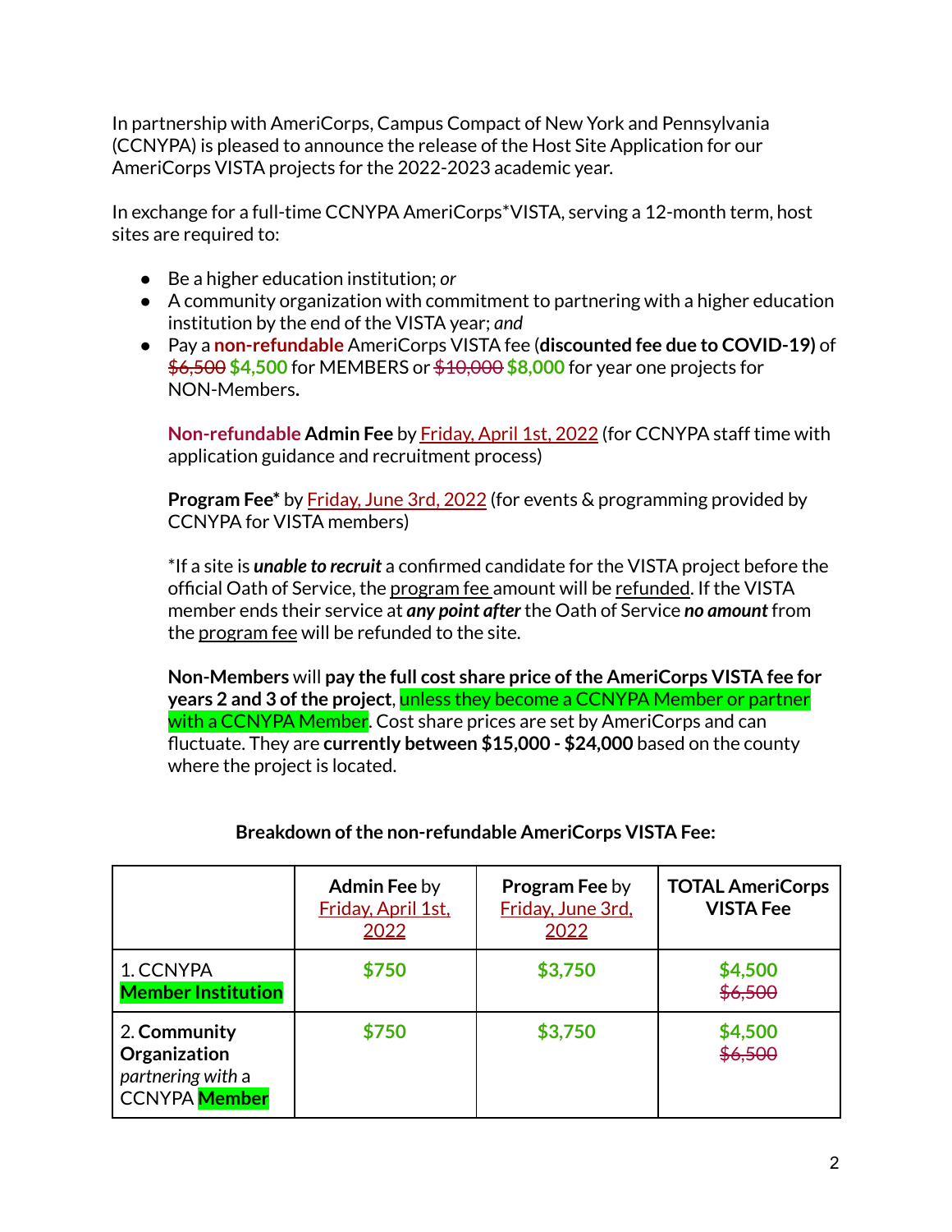In partnership with AmeriCorps, Campus Compact of New York and Pennsylvania (CCNYPA) is pleased to announce the release of the Host Site Application for our AmeriCorps VISTA projects for the 2022-2023 academic year.

In exchange for a full-time CCNYPA AmeriCorps*VISTA, serving a 12-month term, host sites are required to:

- Be a higher education institution; *or*
- A community organization with commitment to partnering with a higher education institution by the end of the VISTA year; *and*
- Pay a **non-refundable** AmeriCorps VISTA fee (**discounted fee due to COVID-19)** of ~~$6,500~~ **$4,500** for MEMBERS or ~~$10,000~~ **$8,000** for year one projects for NON-Members**.**

  **Non-refundable Admin Fee** by Friday, April 1st, 2022 (for CCNYPA staff time with application guidance and recruitment process)

  **Program Fee*** by Friday, June 3rd, 2022 (for events & programming provided by CCNYPA for VISTA members)

  *If a site is ***unable to recruit*** a confirmed candidate for the VISTA project before the official Oath of Service, the program fee amount will be refunded. If the VISTA member ends their service at ***any point after*** the Oath of Service ***no amount*** from the program fee will be refunded to the site.

  **Non-Members** will **pay the full cost share price of the AmeriCorps VISTA fee for years 2 and 3 of the project**, unless they become a CCNYPA Member or partner with a CCNYPA Member. Cost share prices are set by AmeriCorps and can fluctuate. They are **currently between $15,000 - $24,000** based on the county where the project is located.

**Breakdown of the non-refundable AmeriCorps VISTA Fee:**

| | **Admin Fee** by Friday, April 1st, 2022 | **Program Fee** by Friday, June 3rd, 2022 | **TOTAL AmeriCorps VISTA Fee** |
|---|---|---|---|
| 1. CCNYPA **Member Institution** | **$750** | **$3,750** | **$4,500** ~~$6,500~~ |
| 2. **Community Organization** *partnering with* a CCNYPA **Member** | **$750** | **$3,750** | **$4,500** ~~$6,500~~ |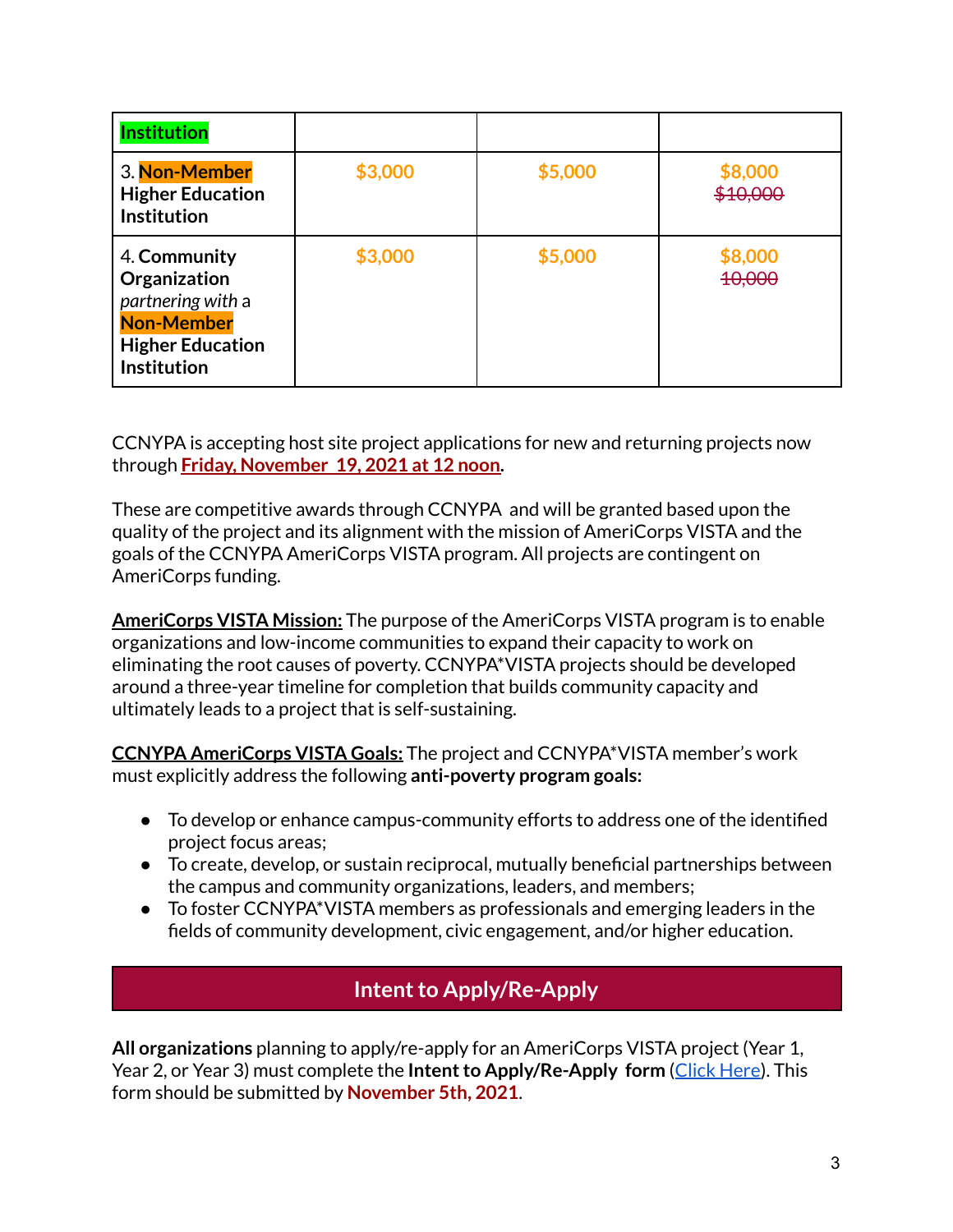| Institution | | | |
|---|---|---|---|
| 3. Non-Member **Higher Education Institution** | $3,000 | $5,000 | $8,000 ~~$10,000~~ |
| 4. **Community Organization** *partnering with* a Non-Member **Higher Education Institution** | $3,000 | $5,000 | $8,000 ~~10,000~~ |

CCNYPA is accepting host site project applications for new and returning projects now through **Friday, November 19, 2021 at 12 noon**.

These are competitive awards through CCNYPA and will be granted based upon the quality of the project and its alignment with the mission of AmeriCorps VISTA and the goals of the CCNYPA AmeriCorps VISTA program. All projects are contingent on AmeriCorps funding.

**AmeriCorps VISTA Mission:** The purpose of the AmeriCorps VISTA program is to enable organizations and low-income communities to expand their capacity to work on eliminating the root causes of poverty. CCNYPA*VISTA projects should be developed around a three-year timeline for completion that builds community capacity and ultimately leads to a project that is self-sustaining.

**CCNYPA AmeriCorps VISTA Goals:** The project and CCNYPA*VISTA member's work must explicitly address the following **anti-poverty program goals:**

- To develop or enhance campus-community efforts to address one of the identified project focus areas;
- To create, develop, or sustain reciprocal, mutually beneficial partnerships between the campus and community organizations, leaders, and members;
- To foster CCNYPA*VISTA members as professionals and emerging leaders in the fields of community development, civic engagement, and/or higher education.

## Intent to Apply/Re-Apply

**All organizations** planning to apply/re-apply for an AmeriCorps VISTA project (Year 1, Year 2, or Year 3) must complete the **Intent to Apply/Re-Apply form** (Click Here). This form should be submitted by **November 5th, 2021**.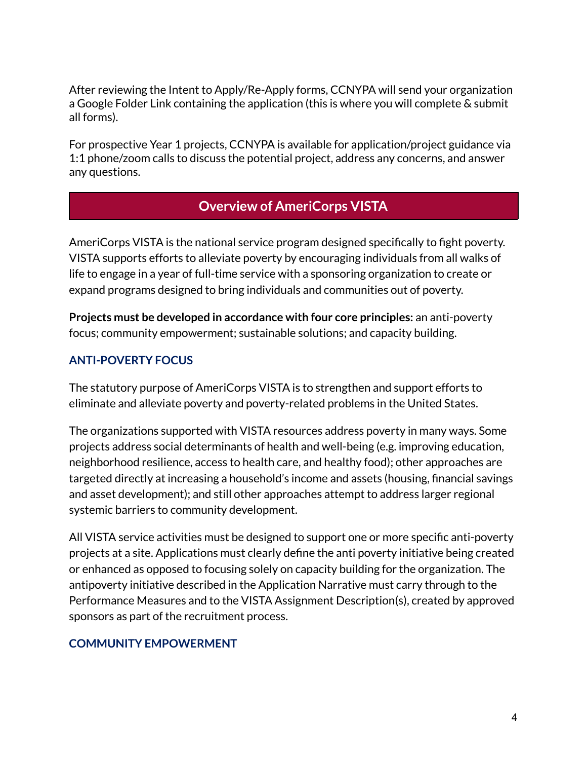After reviewing the Intent to Apply/Re-Apply forms, CCNYPA will send your organization a Google Folder Link containing the application (this is where you will complete & submit all forms).

For prospective Year 1 projects, CCNYPA is available for application/project guidance via 1:1 phone/zoom calls to discuss the potential project, address any concerns, and answer any questions.

## Overview of AmeriCorps VISTA

AmeriCorps VISTA is the national service program designed specifically to fight poverty. VISTA supports efforts to alleviate poverty by encouraging individuals from all walks of life to engage in a year of full-time service with a sponsoring organization to create or expand programs designed to bring individuals and communities out of poverty.

**Projects must be developed in accordance with four core principles:** an anti-poverty focus; community empowerment; sustainable solutions; and capacity building.

### ANTI-POVERTY FOCUS

The statutory purpose of AmeriCorps VISTA is to strengthen and support efforts to eliminate and alleviate poverty and poverty-related problems in the United States.

The organizations supported with VISTA resources address poverty in many ways. Some projects address social determinants of health and well-being (e.g. improving education, neighborhood resilience, access to health care, and healthy food); other approaches are targeted directly at increasing a household's income and assets (housing, financial savings and asset development); and still other approaches attempt to address larger regional systemic barriers to community development.

All VISTA service activities must be designed to support one or more specific anti-poverty projects at a site. Applications must clearly define the anti poverty initiative being created or enhanced as opposed to focusing solely on capacity building for the organization. The antipoverty initiative described in the Application Narrative must carry through to the Performance Measures and to the VISTA Assignment Description(s), created by approved sponsors as part of the recruitment process.

### COMMUNITY EMPOWERMENT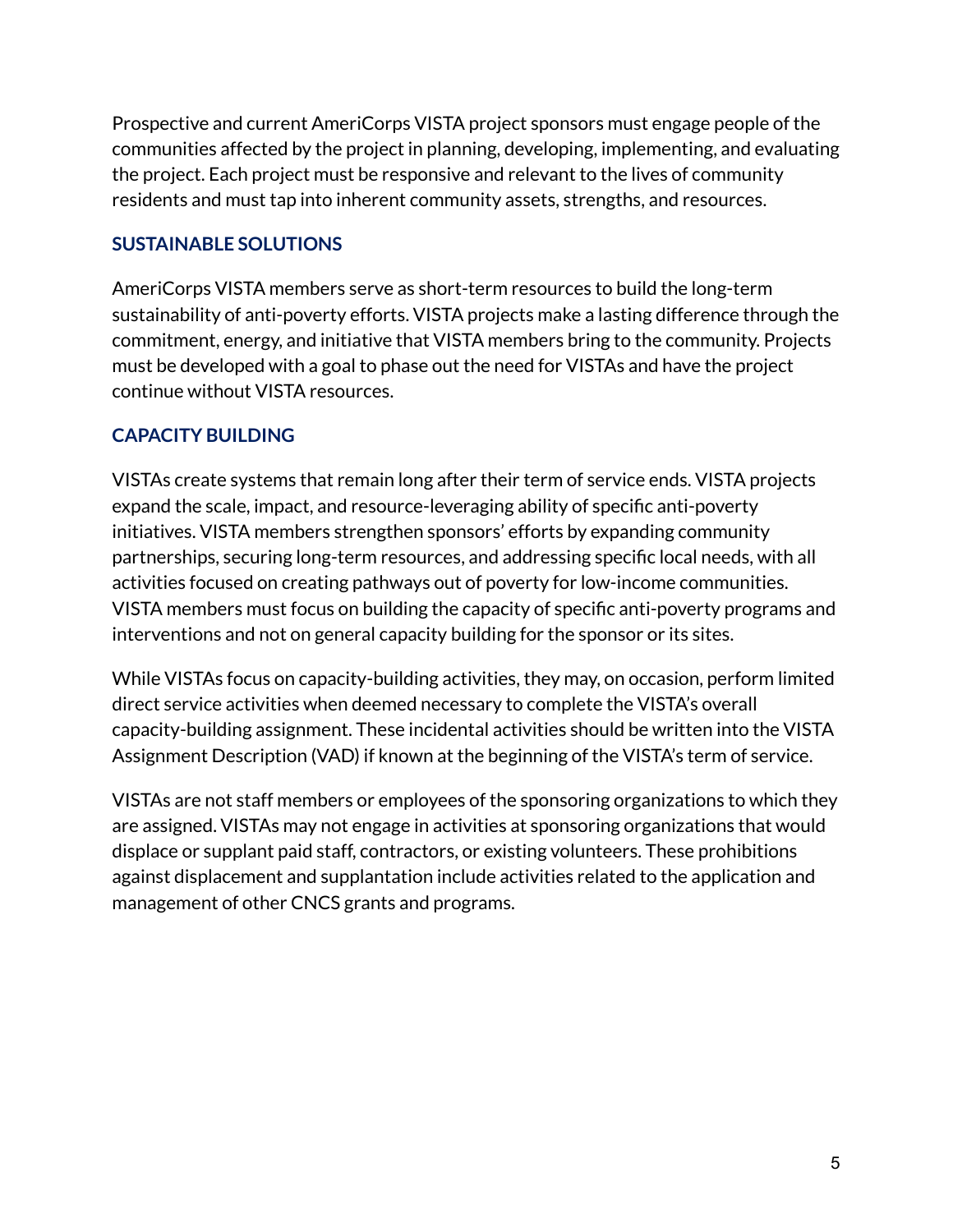Prospective and current AmeriCorps VISTA project sponsors must engage people of the communities affected by the project in planning, developing, implementing, and evaluating the project. Each project must be responsive and relevant to the lives of community residents and must tap into inherent community assets, strengths, and resources.

### SUSTAINABLE SOLUTIONS

AmeriCorps VISTA members serve as short-term resources to build the long-term sustainability of anti-poverty efforts. VISTA projects make a lasting difference through the commitment, energy, and initiative that VISTA members bring to the community. Projects must be developed with a goal to phase out the need for VISTAs and have the project continue without VISTA resources.

### CAPACITY BUILDING

VISTAs create systems that remain long after their term of service ends. VISTA projects expand the scale, impact, and resource-leveraging ability of specific anti-poverty initiatives. VISTA members strengthen sponsors' efforts by expanding community partnerships, securing long-term resources, and addressing specific local needs, with all activities focused on creating pathways out of poverty for low-income communities. VISTA members must focus on building the capacity of specific anti-poverty programs and interventions and not on general capacity building for the sponsor or its sites.

While VISTAs focus on capacity-building activities, they may, on occasion, perform limited direct service activities when deemed necessary to complete the VISTA's overall capacity-building assignment. These incidental activities should be written into the VISTA Assignment Description (VAD) if known at the beginning of the VISTA's term of service.

VISTAs are not staff members or employees of the sponsoring organizations to which they are assigned. VISTAs may not engage in activities at sponsoring organizations that would displace or supplant paid staff, contractors, or existing volunteers. These prohibitions against displacement and supplantation include activities related to the application and management of other CNCS grants and programs.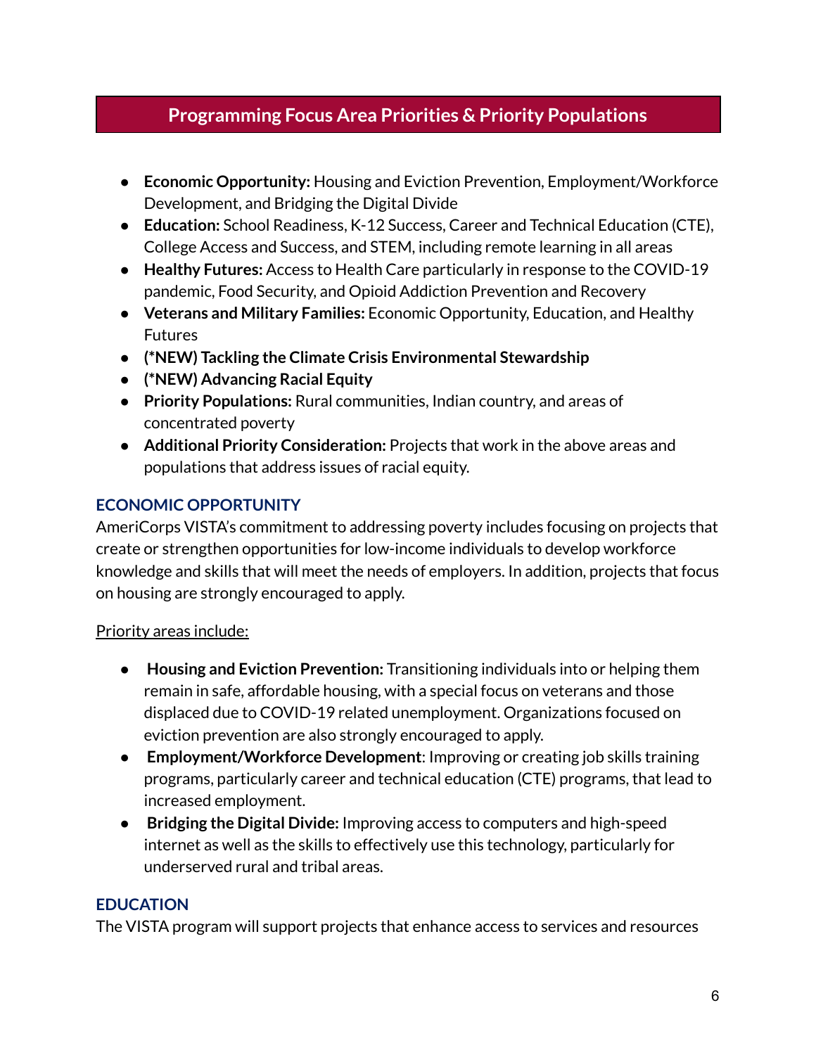## Programming Focus Area Priorities & Priority Populations

- **Economic Opportunity:** Housing and Eviction Prevention, Employment/Workforce Development, and Bridging the Digital Divide
- **Education:** School Readiness, K-12 Success, Career and Technical Education (CTE), College Access and Success, and STEM, including remote learning in all areas
- **Healthy Futures:** Access to Health Care particularly in response to the COVID-19 pandemic, Food Security, and Opioid Addiction Prevention and Recovery
- **Veterans and Military Families:** Economic Opportunity, Education, and Healthy Futures
- **(*NEW) Tackling the Climate Crisis Environmental Stewardship**
- **(*NEW) Advancing Racial Equity**
- **Priority Populations:** Rural communities, Indian country, and areas of concentrated poverty
- **Additional Priority Consideration:** Projects that work in the above areas and populations that address issues of racial equity.

### ECONOMIC OPPORTUNITY

AmeriCorps VISTA's commitment to addressing poverty includes focusing on projects that create or strengthen opportunities for low-income individuals to develop workforce knowledge and skills that will meet the needs of employers. In addition, projects that focus on housing are strongly encouraged to apply.

Priority areas include:

- **Housing and Eviction Prevention:** Transitioning individuals into or helping them remain in safe, affordable housing, with a special focus on veterans and those displaced due to COVID-19 related unemployment. Organizations focused on eviction prevention are also strongly encouraged to apply.
- **Employment/Workforce Development**: Improving or creating job skills training programs, particularly career and technical education (CTE) programs, that lead to increased employment.
- **Bridging the Digital Divide:** Improving access to computers and high-speed internet as well as the skills to effectively use this technology, particularly for underserved rural and tribal areas.

### EDUCATION

The VISTA program will support projects that enhance access to services and resources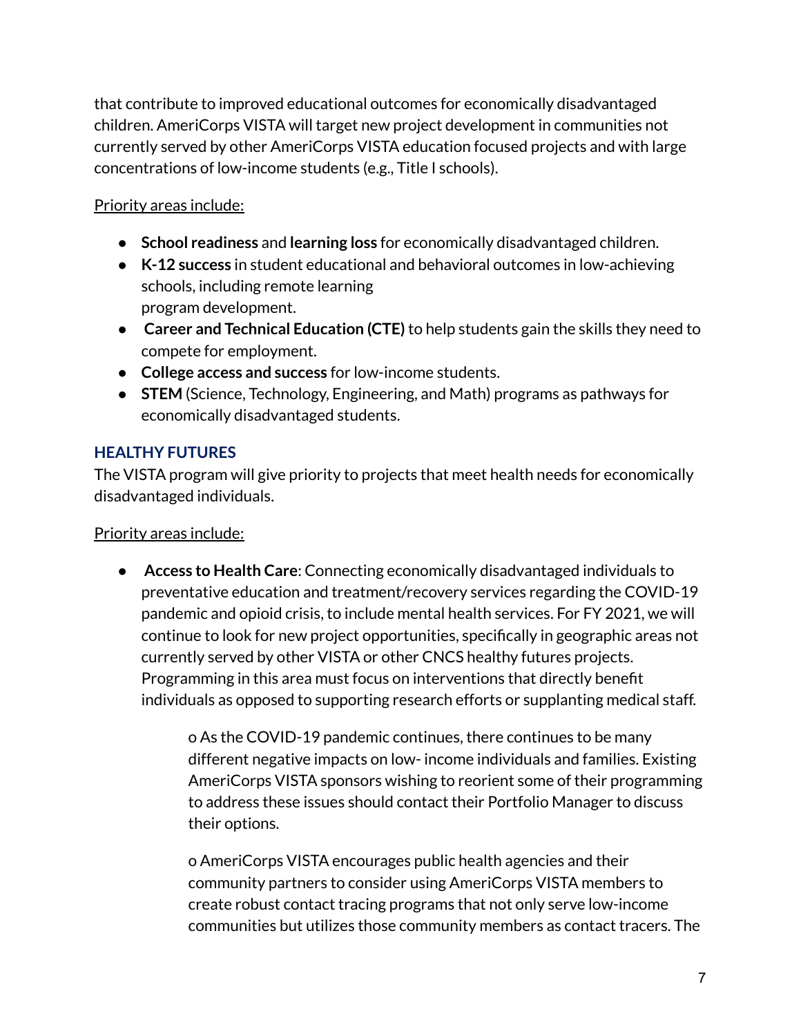that contribute to improved educational outcomes for economically disadvantaged children. AmeriCorps VISTA will target new project development in communities not currently served by other AmeriCorps VISTA education focused projects and with large concentrations of low-income students (e.g., Title I schools).

<u>Priority areas include:</u>

- **School readiness** and **learning loss** for economically disadvantaged children.
- **K-12 success** in student educational and behavioral outcomes in low-achieving schools, including remote learning program development.
- **Career and Technical Education (CTE)** to help students gain the skills they need to compete for employment.
- **College access and success** for low-income students.
- **STEM** (Science, Technology, Engineering, and Math) programs as pathways for economically disadvantaged students.

### HEALTHY FUTURES

The VISTA program will give priority to projects that meet health needs for economically disadvantaged individuals.

<u>Priority areas include:</u>

- **Access to Health Care**: Connecting economically disadvantaged individuals to preventative education and treatment/recovery services regarding the COVID-19 pandemic and opioid crisis, to include mental health services. For FY 2021, we will continue to look for new project opportunities, specifically in geographic areas not currently served by other VISTA or other CNCS healthy futures projects. Programming in this area must focus on interventions that directly benefit individuals as opposed to supporting research efforts or supplanting medical staff.

    - As the COVID-19 pandemic continues, there continues to be many different negative impacts on low- income individuals and families. Existing AmeriCorps VISTA sponsors wishing to reorient some of their programming to address these issues should contact their Portfolio Manager to discuss their options.

    - AmeriCorps VISTA encourages public health agencies and their community partners to consider using AmeriCorps VISTA members to create robust contact tracing programs that not only serve low-income communities but utilizes those community members as contact tracers. The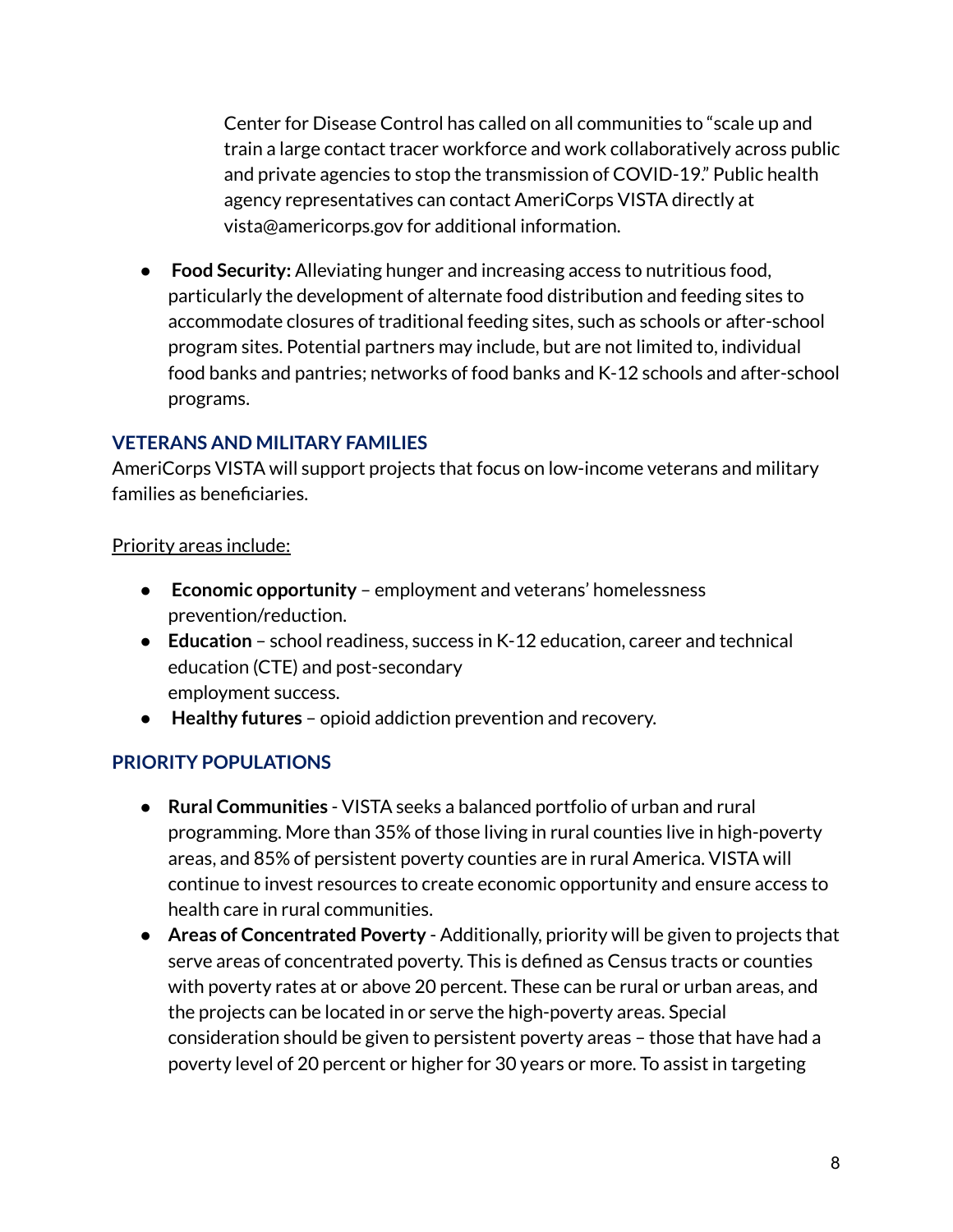Center for Disease Control has called on all communities to “scale up and train a large contact tracer workforce and work collaboratively across public and private agencies to stop the transmission of COVID-19.” Public health agency representatives can contact AmeriCorps VISTA directly at vista@americorps.gov for additional information.

- **Food Security:** Alleviating hunger and increasing access to nutritious food, particularly the development of alternate food distribution and feeding sites to accommodate closures of traditional feeding sites, such as schools or after-school program sites. Potential partners may include, but are not limited to, individual food banks and pantries; networks of food banks and K-12 schools and after-school programs.

### VETERANS AND MILITARY FAMILIES

AmeriCorps VISTA will support projects that focus on low-income veterans and military families as beneficiaries.

<u>Priority areas include:</u>

- **Economic opportunity** – employment and veterans' homelessness prevention/reduction.
- **Education** – school readiness, success in K-12 education, career and technical education (CTE) and post-secondary employment success.
- **Healthy futures** – opioid addiction prevention and recovery.

### PRIORITY POPULATIONS

- **Rural Communities** - VISTA seeks a balanced portfolio of urban and rural programming. More than 35% of those living in rural counties live in high-poverty areas, and 85% of persistent poverty counties are in rural America. VISTA will continue to invest resources to create economic opportunity and ensure access to health care in rural communities.
- **Areas of Concentrated Poverty** - Additionally, priority will be given to projects that serve areas of concentrated poverty. This is defined as Census tracts or counties with poverty rates at or above 20 percent. These can be rural or urban areas, and the projects can be located in or serve the high-poverty areas. Special consideration should be given to persistent poverty areas – those that have had a poverty level of 20 percent or higher for 30 years or more. To assist in targeting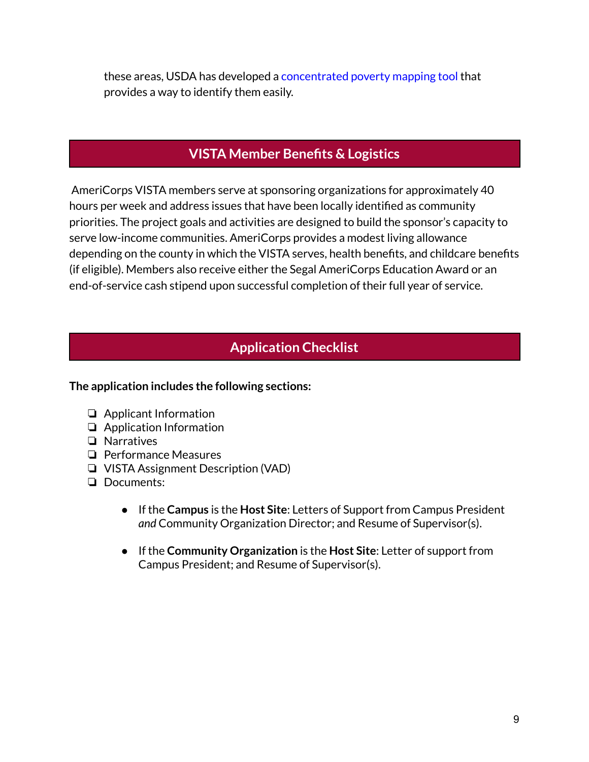these areas, USDA has developed a concentrated poverty mapping tool that provides a way to identify them easily.

## VISTA Member Benefits & Logistics

AmeriCorps VISTA members serve at sponsoring organizations for approximately 40 hours per week and address issues that have been locally identified as community priorities. The project goals and activities are designed to build the sponsor's capacity to serve low-income communities. AmeriCorps provides a modest living allowance depending on the county in which the VISTA serves, health benefits, and childcare benefits (if eligible). Members also receive either the Segal AmeriCorps Education Award or an end-of-service cash stipend upon successful completion of their full year of service.

## Application Checklist

**The application includes the following sections:**

- ❏ Applicant Information
- ❏ Application Information
- ❏ Narratives
- ❏ Performance Measures
- ❏ VISTA Assignment Description (VAD)
- ❏ Documents:
    - If the **Campus** is the **Host Site**: Letters of Support from Campus President *and* Community Organization Director; and Resume of Supervisor(s).
    - If the **Community Organization** is the **Host Site**: Letter of support from Campus President; and Resume of Supervisor(s).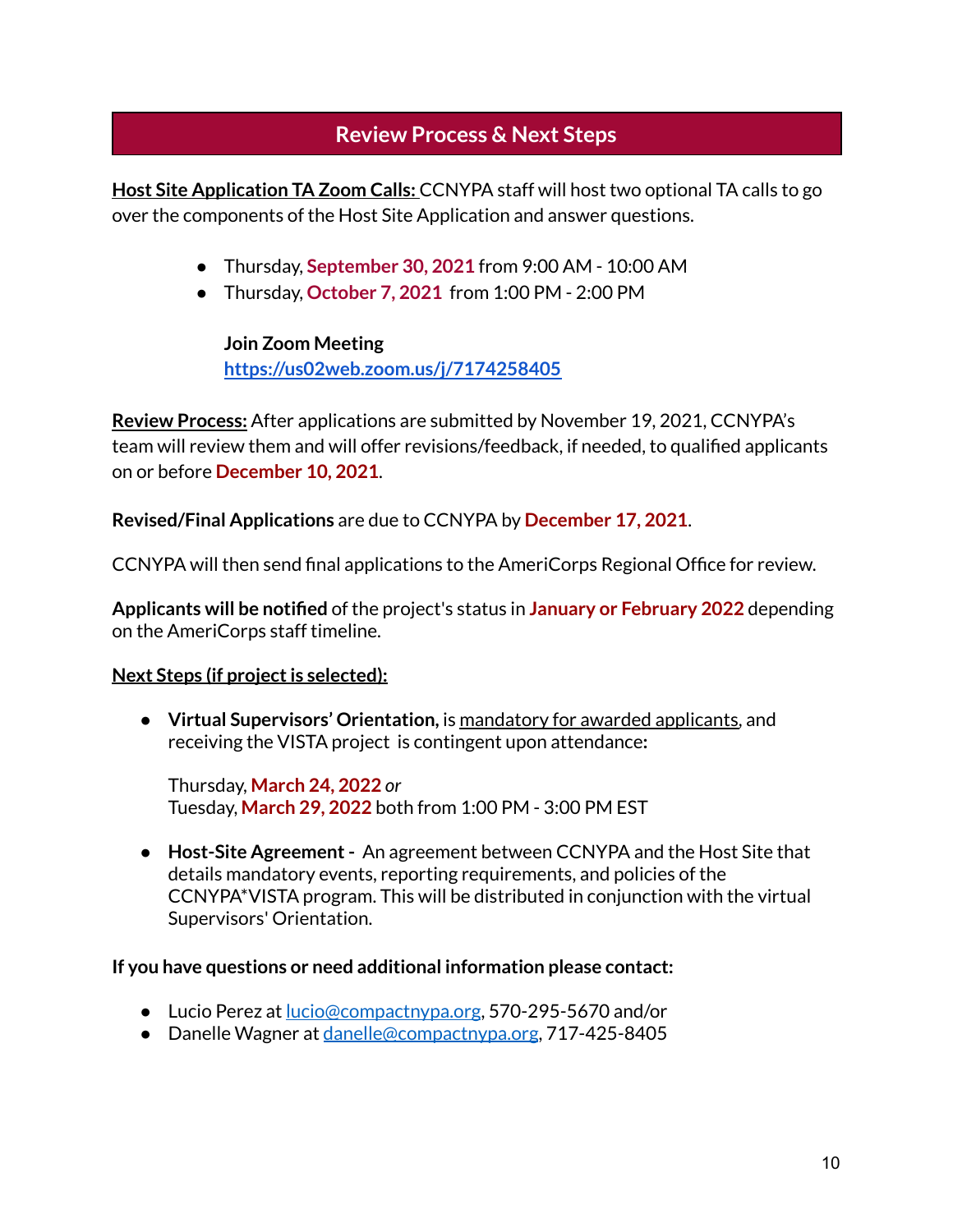## Review Process & Next Steps

**Host Site Application TA Zoom Calls:** CCNYPA staff will host two optional TA calls to go over the components of the Host Site Application and answer questions.

- Thursday, **September 30, 2021** from 9:00 AM - 10:00 AM
- Thursday, **October 7, 2021** from 1:00 PM - 2:00 PM

  **Join Zoom Meeting**
  **https://us02web.zoom.us/j/7174258405**

**Review Process:** After applications are submitted by November 19, 2021, CCNYPA's team will review them and will offer revisions/feedback, if needed, to qualified applicants on or before **December 10, 2021**.

**Revised/Final Applications** are due to CCNYPA by **December 17, 2021**.

CCNYPA will then send final applications to the AmeriCorps Regional Office for review.

**Applicants will be notified** of the project's status in **January or February 2022** depending on the AmeriCorps staff timeline.

**Next Steps (if project is selected):**

- **Virtual Supervisors' Orientation,** is mandatory for awarded applicants, and receiving the VISTA project is contingent upon attendance**:**

  Thursday, **March 24, 2022** *or*
  Tuesday, **March 29, 2022** both from 1:00 PM - 3:00 PM EST

- **Host-Site Agreement -** An agreement between CCNYPA and the Host Site that details mandatory events, reporting requirements, and policies of the CCNYPA*VISTA program. This will be distributed in conjunction with the virtual Supervisors' Orientation.

**If you have questions or need additional information please contact:**

- Lucio Perez at lucio@compactnypa.org, 570-295-5670 and/or
- Danelle Wagner at danelle@compactnypa.org, 717-425-8405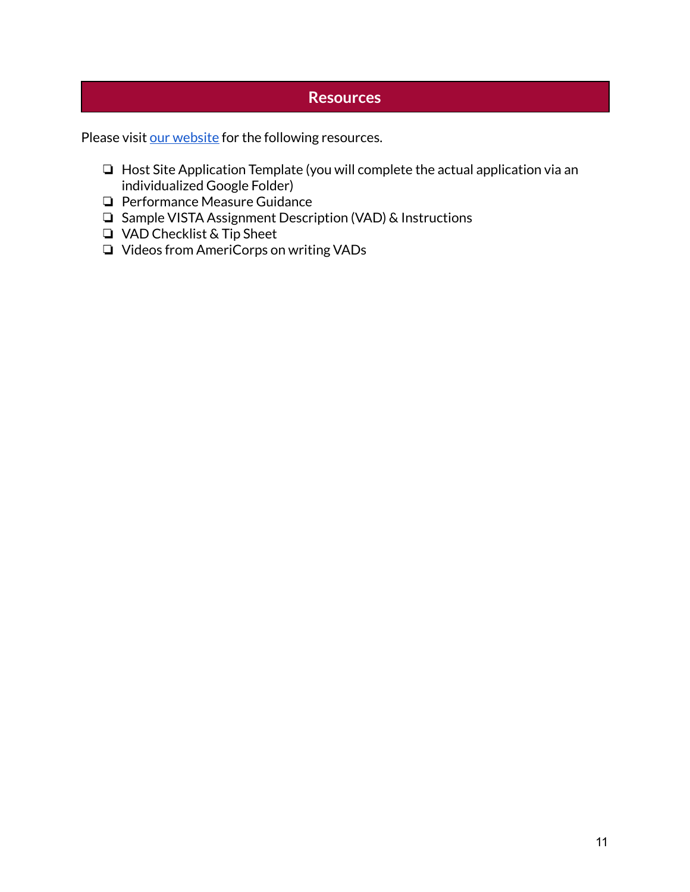## Resources

Please visit our website for the following resources.

- ❏ Host Site Application Template (you will complete the actual application via an individualized Google Folder)
- ❏ Performance Measure Guidance
- ❏ Sample VISTA Assignment Description (VAD) & Instructions
- ❏ VAD Checklist & Tip Sheet
- ❏ Videos from AmeriCorps on writing VADs